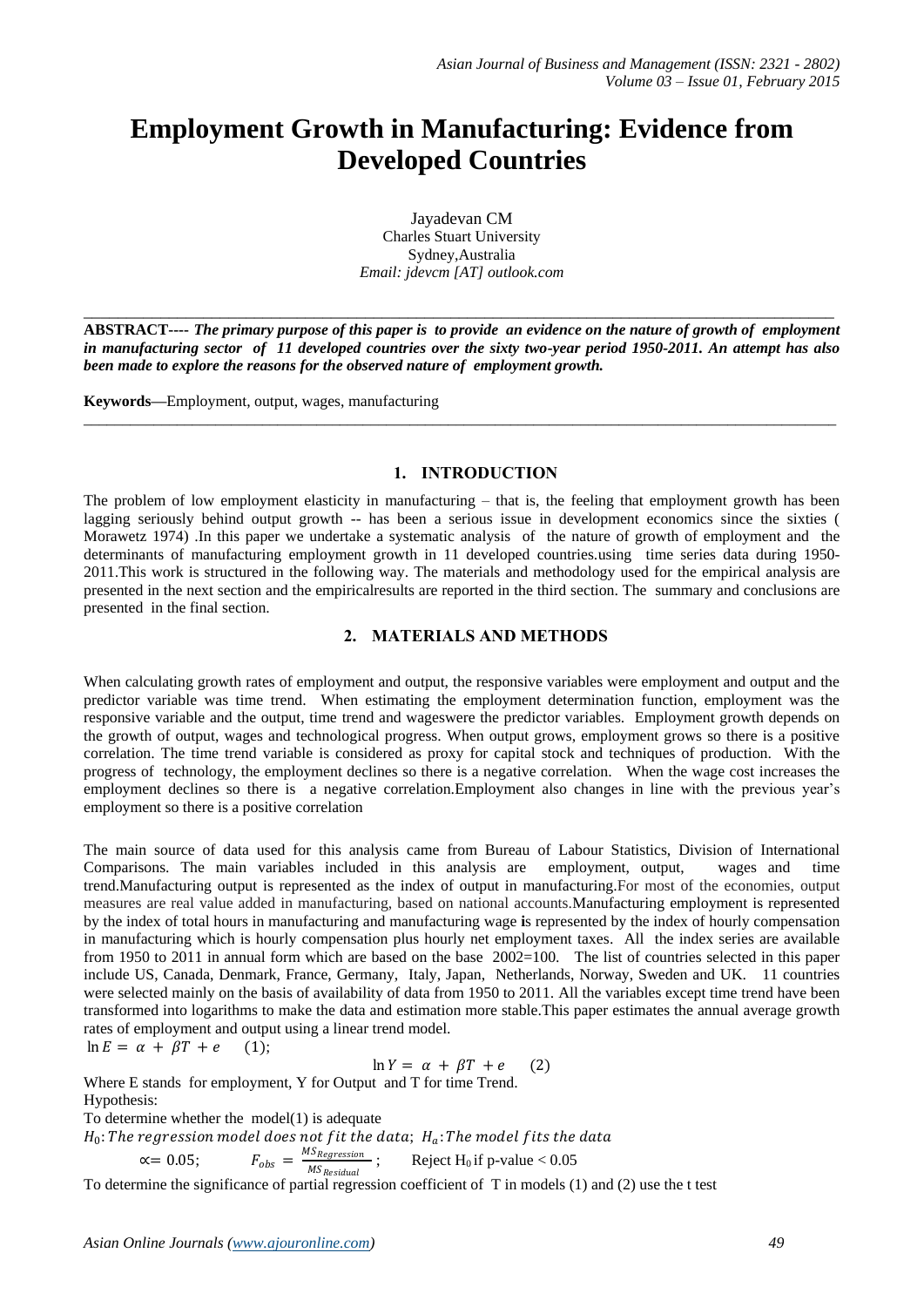# Employment Growth in Manufacturing: Evidence from Developed Countries

Jayadevan CM
Charles Stuart University
Sydney,Australia
*Email: jdevcm [AT] outlook.com*

---

**ABSTRACT----** ***The primary purpose of this paper is to provide an evidence on the nature of growth of employment in manufacturing sector of 11 developed countries over the sixty two-year period 1950-2011. An attempt has also been made to explore the reasons for the observed nature of employment growth.***

**Keywords—**Employment, output, wages, manufacturing

---

## 1. INTRODUCTION

The problem of low employment elasticity in manufacturing – that is, the feeling that employment growth has been lagging seriously behind output growth -- has been a serious issue in development economics since the sixties ( Morawetz 1974) .In this paper we undertake a systematic analysis of the nature of growth of employment and the determinants of manufacturing employment growth in 11 developed countries.using time series data during 1950-2011.This work is structured in the following way. The materials and methodology used for the empirical analysis are presented in the next section and the empiricalresults are reported in the third section. The summary and conclusions are presented in the final section.

## 2. MATERIALS AND METHODS

When calculating growth rates of employment and output, the responsive variables were employment and output and the predictor variable was time trend. When estimating the employment determination function, employment was the responsive variable and the output, time trend and wageswere the predictor variables. Employment growth depends on the growth of output, wages and technological progress. When output grows, employment grows so there is a positive correlation. The time trend variable is considered as proxy for capital stock and techniques of production. With the progress of technology, the employment declines so there is a negative correlation. When the wage cost increases the employment declines so there is a negative correlation.Employment also changes in line with the previous year's employment so there is a positive correlation

The main source of data used for this analysis came from Bureau of Labour Statistics, Division of International Comparisons. The main variables included in this analysis are employment, output, wages and time trend.Manufacturing output is represented as the index of output in manufacturing.For most of the economies, output measures are real value added in manufacturing, based on national accounts.Manufacturing employment is represented by the index of total hours in manufacturing and manufacturing wage **i**s represented by the index of hourly compensation in manufacturing which is hourly compensation plus hourly net employment taxes. All the index series are available from 1950 to 2011 in annual form which are based on the base 2002=100. The list of countries selected in this paper include US, Canada, Denmark, France, Germany, Italy, Japan, Netherlands, Norway, Sweden and UK. 11 countries were selected mainly on the basis of availability of data from 1950 to 2011. All the variables except time trend have been transformed into logarithms to make the data and estimation more stable.This paper estimates the annual average growth rates of employment and output using a linear trend model.

$\ln E = \alpha + \beta T + e \quad (1);$

$$\ln Y = \alpha + \beta T + e \quad (2)$$

Where E stands for employment, Y for Output and T for time Trend.

Hypothesis:

To determine whether the model(1) is adequate

$H_0$: *The regression model does not fit the data*; $H_a$: *The model fits the data*

$\propto = 0.05$; $F_{obs} = \frac{MS_{Regression}}{MS_{Residual}}$; Reject $H_0$ if p-value < 0.05

To determine the significance of partial regression coefficient of T in models (1) and (2) use the t test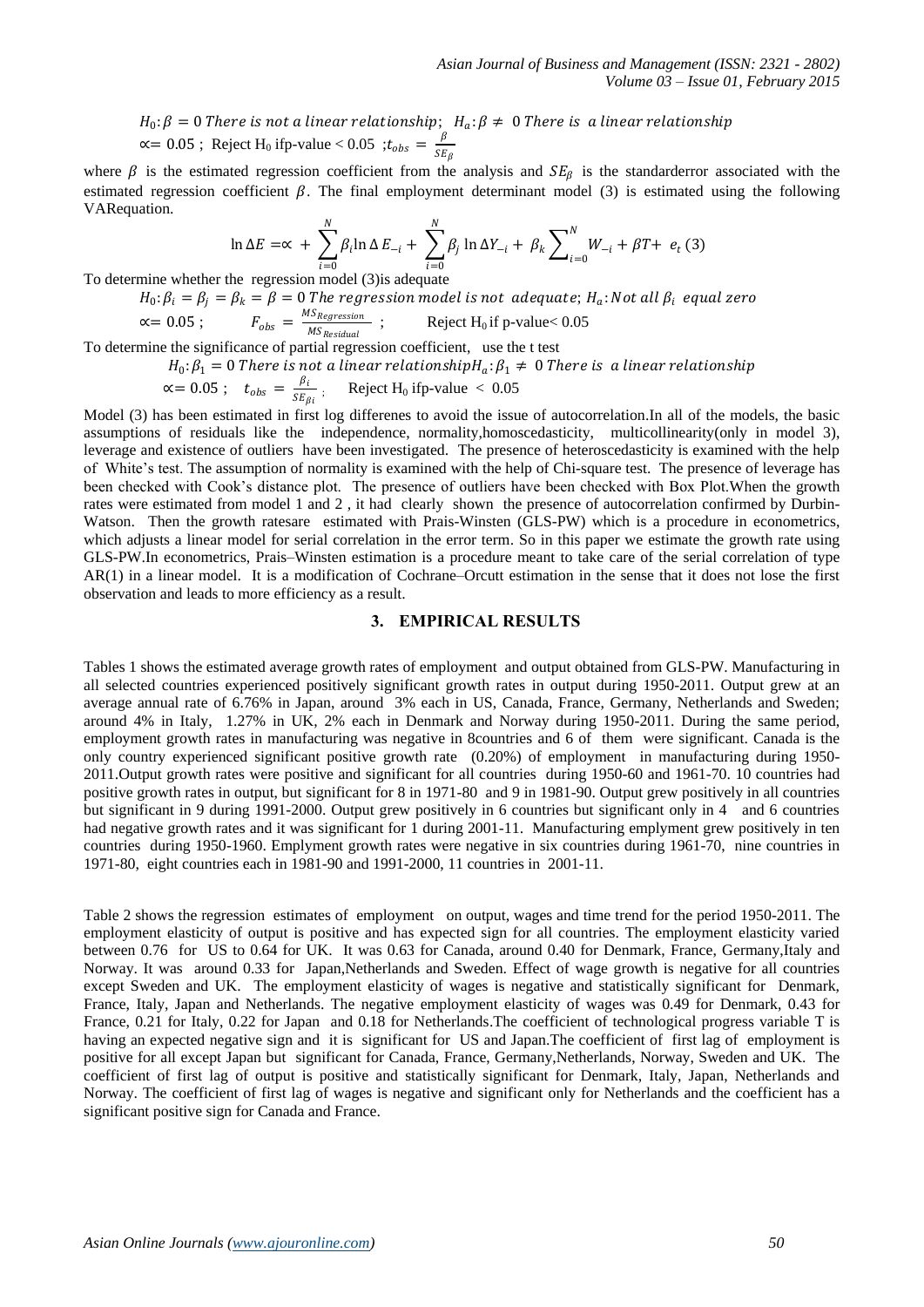$H_0: \beta = 0$ *There is not a linear relationship*; $H_a: \beta \neq 0$ *There is a linear relationship*

$\propto = 0.05$ ; Reject $H_0$ ifp-value < 0.05 ; $t_{obs} = \frac{\beta}{SE_\beta}$

where $\beta$ is the estimated regression coefficient from the analysis and $SE_\beta$ is the standarderror associated with the estimated regression coefficient $\beta$. The final employment determinant model (3) is estimated using the following VARequation.

$$\ln \Delta E = \propto + \sum_{i=0}^{N} \beta_i \ln \Delta E_{-i} + \sum_{i=0}^{N} \beta_j \ln \Delta Y_{-i} + \beta_k \sum_{i=0}^{N} W_{-i} + \beta T + e_t \ (3)$$

To determine whether the regression model (3)is adequate

$H_0: \beta_i = \beta_j = \beta_k = \beta = 0$ *The regression model is not adequate*; $H_a$: *Not all* $\beta_i$ *equal zero*

$\propto = 0.05$ ; $F_{obs} = \frac{MS_{Regression}}{MS_{Residual}}$ ; Reject $H_0$ if p-value< 0.05

To determine the significance of partial regression coefficient, use the t test

$H_0: \beta_1 = 0$ *There is not a linear relationship*$H_a: \beta_1 \neq 0$ *There is a linear relationship*

$\propto = 0.05$ ; $t_{obs} = \frac{\beta_i}{SE_{\beta i}}$ ; Reject $H_0$ ifp-value < 0.05

Model (3) has been estimated in first log differenes to avoid the issue of autocorrelation.In all of the models, the basic assumptions of residuals like the independence, normality,homoscedasticity, multicollinearity(only in model 3), leverage and existence of outliers have been investigated. The presence of heteroscedasticity is examined with the help of White's test. The assumption of normality is examined with the help of Chi-square test. The presence of leverage has been checked with Cook's distance plot. The presence of outliers have been checked with Box Plot.When the growth rates were estimated from model 1 and 2 , it had clearly shown the presence of autocorrelation confirmed by Durbin-Watson. Then the growth ratesare estimated with Prais-Winsten (GLS-PW) which is a procedure in econometrics, which adjusts a linear model for serial correlation in the error term. So in this paper we estimate the growth rate using GLS-PW.In econometrics, Prais–Winsten estimation is a procedure meant to take care of the serial correlation of type AR(1) in a linear model. It is a modification of Cochrane–Orcutt estimation in the sense that it does not lose the first observation and leads to more efficiency as a result.

## 3. EMPIRICAL RESULTS

Tables 1 shows the estimated average growth rates of employment and output obtained from GLS-PW. Manufacturing in all selected countries experienced positively significant growth rates in output during 1950-2011. Output grew at an average annual rate of 6.76% in Japan, around 3% each in US, Canada, France, Germany, Netherlands and Sweden; around 4% in Italy, 1.27% in UK, 2% each in Denmark and Norway during 1950-2011. During the same period, employment growth rates in manufacturing was negative in 8countries and 6 of them were significant. Canada is the only country experienced significant positive growth rate (0.20%) of employment in manufacturing during 1950-2011.Output growth rates were positive and significant for all countries during 1950-60 and 1961-70. 10 countries had positive growth rates in output, but significant for 8 in 1971-80 and 9 in 1981-90. Output grew positively in all countries but significant in 9 during 1991-2000. Output grew positively in 6 countries but significant only in 4 and 6 countries had negative growth rates and it was significant for 1 during 2001-11. Manufacturing emplyment grew positively in ten countries during 1950-1960. Emplyment growth rates were negative in six countries during 1961-70, nine countries in 1971-80, eight countries each in 1981-90 and 1991-2000, 11 countries in 2001-11.

Table 2 shows the regression estimates of employment on output, wages and time trend for the period 1950-2011. The employment elasticity of output is positive and has expected sign for all countries. The employment elasticity varied between 0.76 for US to 0.64 for UK. It was 0.63 for Canada, around 0.40 for Denmark, France, Germany,Italy and Norway. It was around 0.33 for Japan,Netherlands and Sweden. Effect of wage growth is negative for all countries except Sweden and UK. The employment elasticity of wages is negative and statistically significant for Denmark, France, Italy, Japan and Netherlands. The negative employment elasticity of wages was 0.49 for Denmark, 0.43 for France, 0.21 for Italy, 0.22 for Japan and 0.18 for Netherlands.The coefficient of technological progress variable T is having an expected negative sign and it is significant for US and Japan.The coefficient of first lag of employment is positive for all except Japan but significant for Canada, France, Germany,Netherlands, Norway, Sweden and UK. The coefficient of first lag of output is positive and statistically significant for Denmark, Italy, Japan, Netherlands and Norway. The coefficient of first lag of wages is negative and significant only for Netherlands and the coefficient has a significant positive sign for Canada and France.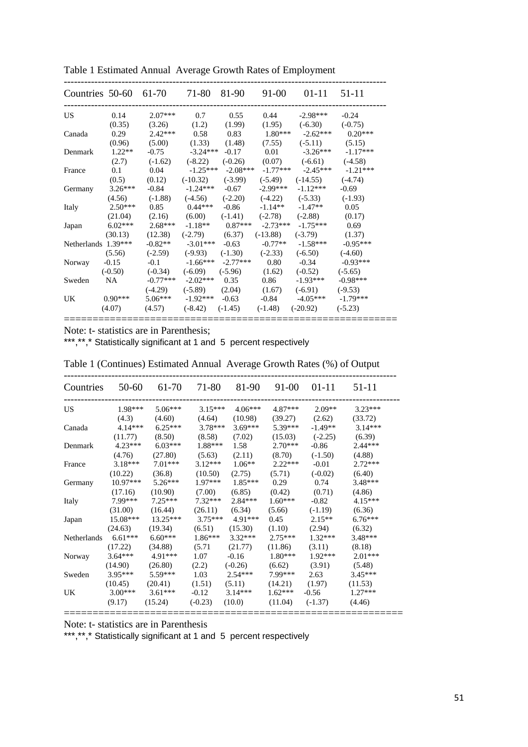Table 1 Estimated Annual Average Growth Rates of Employment

| Countries | 50-60 | 61-70 | 71-80 | 81-90 | 91-00 | 01-11 | 51-11 |
|---|---|---|---|---|---|---|---|
| US | 0.14 | 2.07*** | 0.7 | 0.55 | 0.44 | -2.98*** | -0.24 |
| | (0.35) | (3.26) | (1.2) | (1.99) | (1.95) | (-6.30) | (-0.75) |
| Canada | 0.29 | 2.42*** | 0.58 | 0.83 | 1.80*** | -2.62*** | 0.20*** |
| | (0.96) | (5.00) | (1.33) | (1.48) | (7.55) | (-5.11) | (5.15) |
| Denmark | 1.22** | -0.75 | -3.24*** | -0.17 | 0.01 | -3.26*** | -1.17*** |
| | (2.7) | (-1.62) | (-8.22) | (-0.26) | (0.07) | (-6.61) | (-4.58) |
| France | 0.1 | 0.04 | -1.25*** | -2.08*** | -1.77*** | -2.45*** | -1.21*** |
| | (0.5) | (0.12) | (-10.32) | (-3.99) | (-5.49) | (-14.55) | (-4.74) |
| Germany | 3.26*** | -0.84 | -1.24*** | -0.67 | -2.99*** | -1.12*** | -0.69 |
| | (4.56) | (-1.88) | (-4.56) | (-2.20) | (-4.22) | (-5.33) | (-1.93) |
| Italy | 2.50*** | 0.85 | 0.44*** | -0.86 | -1.14** | -1.47** | 0.05 |
| | (21.04) | (2.16) | (6.00) | (-1.41) | (-2.78) | (-2.88) | (0.17) |
| Japan | 6.02*** | 2.68*** | -1.18** | 0.87*** | -2.73*** | -1.75*** | 0.69 |
| | (30.13) | (12.38) | (-2.79) | (6.37) | (-13.88) | (-3.79) | (1.37) |
| Netherlands | 1.39*** | -0.82** | -3.01*** | -0.63 | -0.77** | -1.58*** | -0.95*** |
| | (5.56) | (-2.59) | (-9.93) | (-1.30) | (-2.33) | (-6.50) | (-4.60) |
| Norway | -0.15 | -0.1 | -1.66*** | -2.77*** | 0.80 | -0.34 | -0.93*** |
| | (-0.50) | (-0.34) | (-6.09) | (-5.96) | (1.62) | (-0.52) | (-5.65) |
| Sweden | NA | -0.77*** | -2.02*** | 0.35 | 0.86 | -1.93*** | -0.98*** |
| | | (-4.29) | (-5.89) | (2.04) | (1.67) | (-6.91) | (-9.53) |
| UK | 0.90*** | 5.06*** | -1.92*** | -0.63 | -0.84 | -4.05*** | -1.79*** |
| | (4.07) | (4.57) | (-8.42) | (-1.45) | (-1.48) | (-20.92) | (-5.23) |

Note: t- statistics are in Parenthesis;
***,**,* Statistically significant at 1 and 5 percent respectively

Table 1 (Continues) Estimated Annual Average Growth Rates (%) of Output

| Countries | 50-60 | 61-70 | 71-80 | 81-90 | 91-00 | 01-11 | 51-11 |
|---|---|---|---|---|---|---|---|
| US | 1.98*** | 5.06*** | 3.15*** | 4.06*** | 4.87*** | 2.09** | 3.23*** |
| | (4.3) | (4.60) | (4.64) | (10.98) | (39.27) | (2.62) | (33.72) |
| Canada | 4.14*** | 6.25*** | 3.78*** | 3.69*** | 5.39*** | -1.49** | 3.14*** |
| | (11.77) | (8.50) | (8.58) | (7.02) | (15.03) | (-2.25) | (6.39) |
| Denmark | 4.23*** | 6.03*** | 1.88*** | 1.58 | 2.70*** | -0.86 | 2.44*** |
| | (4.76) | (27.80) | (5.63) | (2.11) | (8.70) | (-1.50) | (4.88) |
| France | 3.18*** | 7.01*** | 3.12*** | 1.06** | 2.22*** | -0.01 | 2.72*** |
| | (10.22) | (36.8) | (10.50) | (2.75) | (5.71) | (-0.02) | (6.40) |
| Germany | 10.97*** | 5.26*** | 1.97*** | 1.85*** | 0.29 | 0.74 | 3.48*** |
| | (17.16) | (10.90) | (7.00) | (6.85) | (0.42) | (0.71) | (4.86) |
| Italy | 7.99*** | 7.25*** | 7.32*** | 2.84*** | 1.60*** | -0.82 | 4.15*** |
| | (31.00) | (16.44) | (26.11) | (6.34) | (5.66) | (-1.19) | (6.36) |
| Japan | 15.08*** | 13.25*** | 3.75*** | 4.91*** | 0.45 | 2.15** | 6.76*** |
| | (24.63) | (19.34) | (6.51) | (15.30) | (1.10) | (2.94) | (6.32) |
| Netherlands | 6.61*** | 6.60*** | 1.86*** | 3.32*** | 2.75*** | 1.32*** | 3.48*** |
| | (17.22) | (34.88) | (5.71 | (21.77) | (11.86) | (3.11) | (8.18) |
| Norway | 3.64*** | 4.91*** | 1.07 | -0.16 | 1.80*** | 1.92*** | 2.01*** |
| | (14.90) | (26.80) | (2.2) | (-0.26) | (6.62) | (3.91) | (5.48) |
| Sweden | 3.95*** | 5.59*** | 1.03 | 2.54*** | 7.99*** | 2.63 | 3.45*** |
| | (10.45) | (20.41) | (1.51) | (5.11) | (14.21) | (1.97) | (11.53) |
| UK | 3.00*** | 3.61*** | -0.12 | 3.14*** | 1.62*** | -0.56 | 1.27*** |
| | (9.17) | (15.24) | (-0.23) | (10.0) | (11.04) | (-1.37) | (4.46) |

Note: t- statistics are in Parenthesis
***,**,* Statistically significant at 1 and 5 percent respectively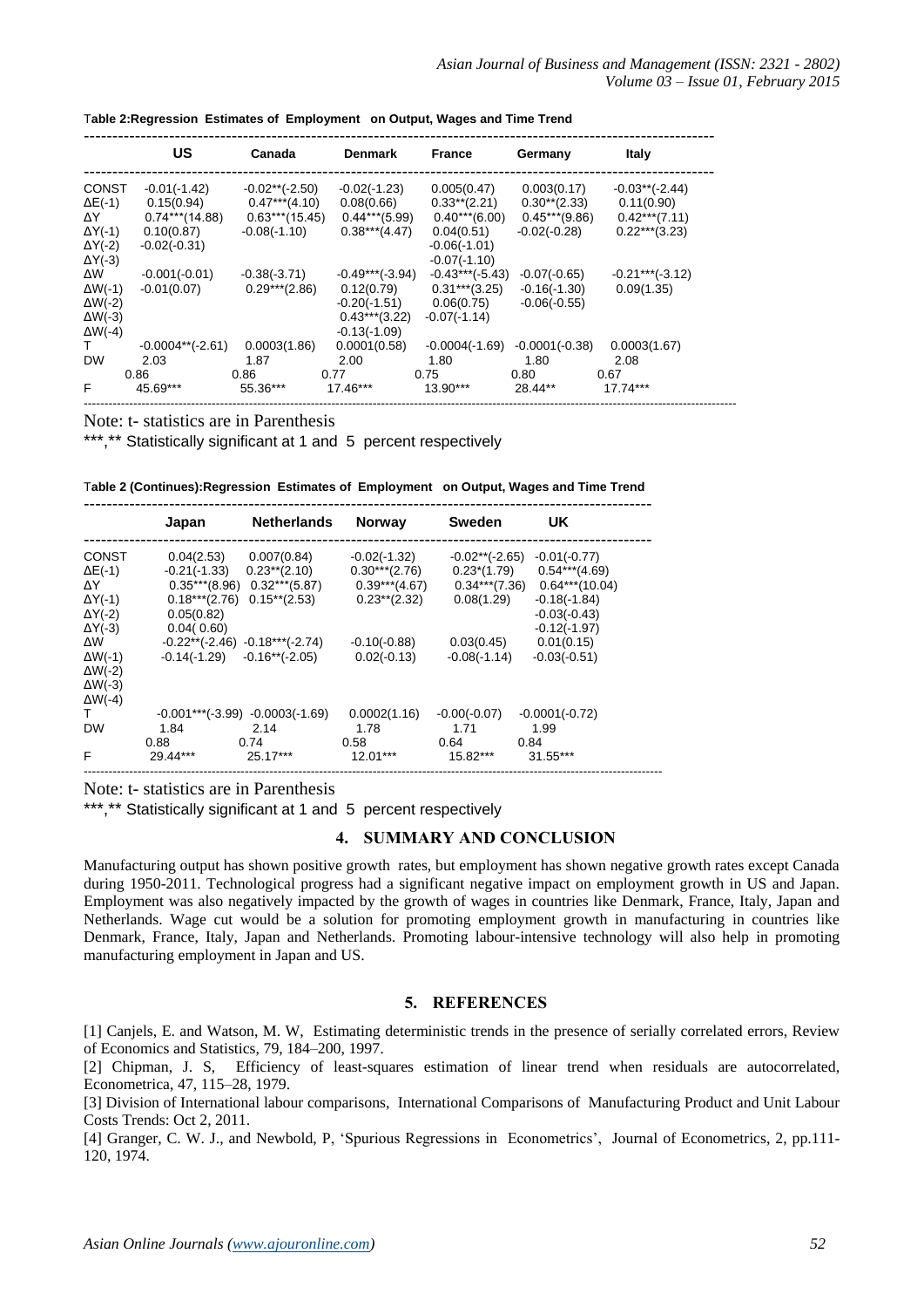**Table 2:Regression Estimates of Employment on Output, Wages and Time Trend**

| | US | Canada | Denmark | France | Germany | Italy |
|---|---|---|---|---|---|---|
| CONST | -0.01(-1.42) | -0.02**(-2.50) | -0.02(-1.23) | 0.005(0.47) | 0.003(0.17) | -0.03**(-2.44) |
| ΔE(-1) | 0.15(0.94) | 0.47***(4.10) | 0.08(0.66) | 0.33**(2.21) | 0.30**(2.33) | 0.11(0.90) |
| ΔY | 0.74***(14.88) | 0.63***(15.45) | 0.44***(5.99) | 0.40***(6.00) | 0.45***(9.86) | 0.42***(7.11) |
| ΔY(-1) | 0.10(0.87) | -0.08(-1.10) | 0.38***(4.47) | 0.04(0.51) | -0.02(-0.28) | 0.22***(3.23) |
| ΔY(-2) | -0.02(-0.31) | | | -0.06(-1.01) | | |
| ΔY(-3) | | | | -0.07(-1.10) | | |
| ΔW | -0.001(-0.01) | -0.38(-3.71) | -0.49***(-3.94) | -0.43***(-5.43) | -0.07(-0.65) | -0.21***(-3.12) |
| ΔW(-1) | -0.01(0.07) | 0.29***(2.86) | 0.12(0.79) | 0.31***(3.25) | -0.16(-1.30) | 0.09(1.35) |
| ΔW(-2) | | | -0.20(-1.51) | 0.06(0.75) | -0.06(-0.55) | |
| ΔW(-3) | | | 0.43***(3.22) | -0.07(-1.14) | | |
| ΔW(-4) | | | -0.13(-1.09) | | | |
| T | -0.0004**(-2.61) | 0.0003(1.86) | 0.0001(0.58) | -0.0004(-1.69) | -0.0001(-0.38) | 0.0003(1.67) |
| DW | 2.03 | 1.87 | 2.00 | 1.80 | 1.80 | 2.08 |
| | 0.86 | 0.86 | 0.77 | 0.75 | 0.80 | 0.67 |
| F | 45.69*** | 55.36*** | 17.46*** | 13.90*** | 28.44** | 17.74*** |

Note: t- statistics are in Parenthesis

***,** Statistically significant at 1 and 5 percent respectively

**Table 2 (Continues):Regression Estimates of Employment on Output, Wages and Time Trend**

| | Japan | Netherlands | Norway | Sweden | UK |
|---|---|---|---|---|---|
| CONST | 0.04(2.53) | 0.007(0.84) | -0.02(-1.32) | -0.02**(-2.65) | -0.01(-0.77) |
| ΔE(-1) | -0.21(-1.33) | 0.23**(2.10) | 0.30***(2.76) | 0.23*(1.79) | 0.54***(4.69) |
| ΔY | 0.35***(8.96) | 0.32***(5.87) | 0.39***(4.67) | 0.34***(7.36) | 0.64***(10.04) |
| ΔY(-1) | 0.18***(2.76) | 0.15**(2.53) | 0.23**(2.32) | 0.08(1.29) | -0.18(-1.84) |
| ΔY(-2) | 0.05(0.82) | | | | -0.03(-0.43) |
| ΔY(-3) | 0.04( 0.60) | | | | -0.12(-1.97) |
| ΔW | -0.22**(-2.46) | -0.18***(-2.74) | -0.10(-0.88) | 0.03(0.45) | 0.01(0.15) |
| ΔW(-1) | -0.14(-1.29) | -0.16**(-2.05) | 0.02(-0.13) | -0.08(-1.14) | -0.03(-0.51) |
| ΔW(-2) | | | | | |
| ΔW(-3) | | | | | |
| ΔW(-4) | | | | | |
| T | -0.001***(-3.99) | -0.0003(-1.69) | 0.0002(1.16) | -0.00(-0.07) | -0.0001(-0.72) |
| DW | 1.84 | 2.14 | 1.78 | 1.71 | 1.99 |
| | 0.88 | 0.74 | 0.58 | 0.64 | 0.84 |
| F | 29.44*** | 25.17*** | 12.01*** | 15.82*** | 31.55*** |

Note: t- statistics are in Parenthesis

***,** Statistically significant at 1 and 5 percent respectively

## 4. SUMMARY AND CONCLUSION

Manufacturing output has shown positive growth rates, but employment has shown negative growth rates except Canada during 1950-2011. Technological progress had a significant negative impact on employment growth in US and Japan. Employment was also negatively impacted by the growth of wages in countries like Denmark, France, Italy, Japan and Netherlands. Wage cut would be a solution for promoting employment growth in manufacturing in countries like Denmark, France, Italy, Japan and Netherlands. Promoting labour-intensive technology will also help in promoting manufacturing employment in Japan and US.

## 5. REFERENCES

[1] Canjels, E. and Watson, M. W, Estimating deterministic trends in the presence of serially correlated errors, Review of Economics and Statistics, 79, 184–200, 1997.

[2] Chipman, J. S, Efficiency of least-squares estimation of linear trend when residuals are autocorrelated, Econometrica, 47, 115–28, 1979.

[3] Division of International labour comparisons, International Comparisons of Manufacturing Product and Unit Labour Costs Trends: Oct 2, 2011.

[4] Granger, C. W. J., and Newbold, P, 'Spurious Regressions in Econometrics', Journal of Econometrics, 2, pp.111-120, 1974.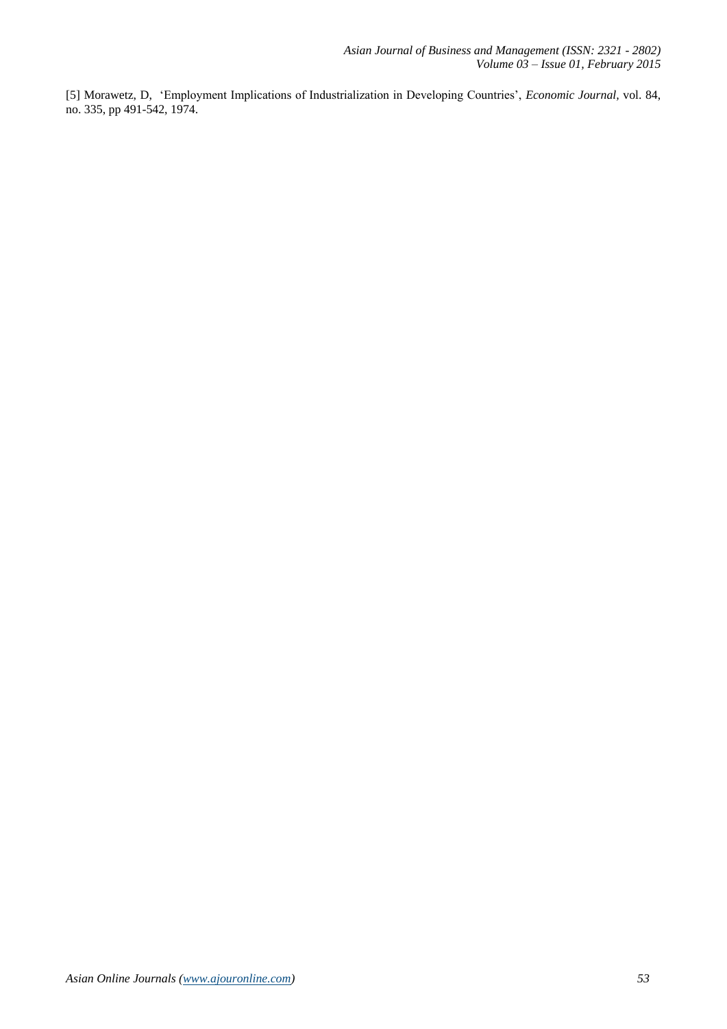[5] Morawetz, D, 'Employment Implications of Industrialization in Developing Countries', *Economic Journal*, vol. 84, no. 335, pp 491-542, 1974.